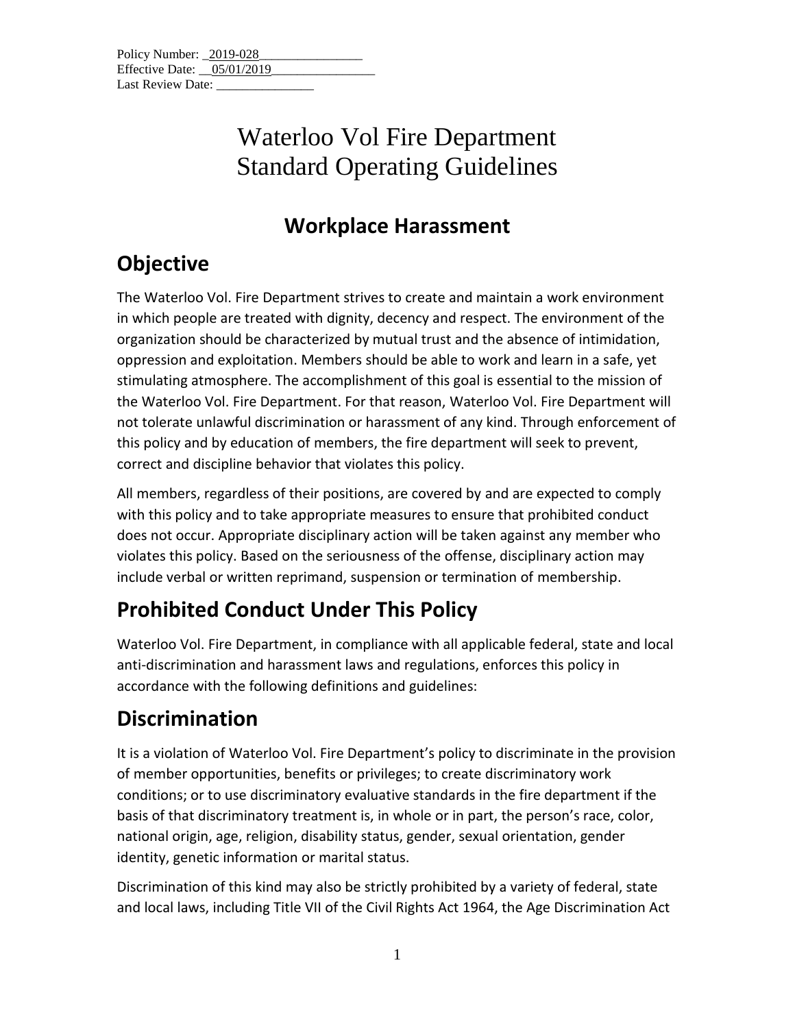Policy Number: _2019-028________________
Effective Date: __05/01/2019________________
Last Review Date: _______________

# Waterloo Vol Fire Department
# Standard Operating Guidelines

## Workplace Harassment

## Objective

The Waterloo Vol. Fire Department strives to create and maintain a work environment in which people are treated with dignity, decency and respect. The environment of the organization should be characterized by mutual trust and the absence of intimidation, oppression and exploitation. Members should be able to work and learn in a safe, yet stimulating atmosphere. The accomplishment of this goal is essential to the mission of the Waterloo Vol. Fire Department. For that reason, Waterloo Vol. Fire Department will not tolerate unlawful discrimination or harassment of any kind. Through enforcement of this policy and by education of members, the fire department will seek to prevent, correct and discipline behavior that violates this policy.

All members, regardless of their positions, are covered by and are expected to comply with this policy and to take appropriate measures to ensure that prohibited conduct does not occur. Appropriate disciplinary action will be taken against any member who violates this policy. Based on the seriousness of the offense, disciplinary action may include verbal or written reprimand, suspension or termination of membership.

## Prohibited Conduct Under This Policy

Waterloo Vol. Fire Department, in compliance with all applicable federal, state and local anti-discrimination and harassment laws and regulations, enforces this policy in accordance with the following definitions and guidelines:

## Discrimination

It is a violation of Waterloo Vol. Fire Department's policy to discriminate in the provision of member opportunities, benefits or privileges; to create discriminatory work conditions; or to use discriminatory evaluative standards in the fire department if the basis of that discriminatory treatment is, in whole or in part, the person's race, color, national origin, age, religion, disability status, gender, sexual orientation, gender identity, genetic information or marital status.

Discrimination of this kind may also be strictly prohibited by a variety of federal, state and local laws, including Title VII of the Civil Rights Act 1964, the Age Discrimination Act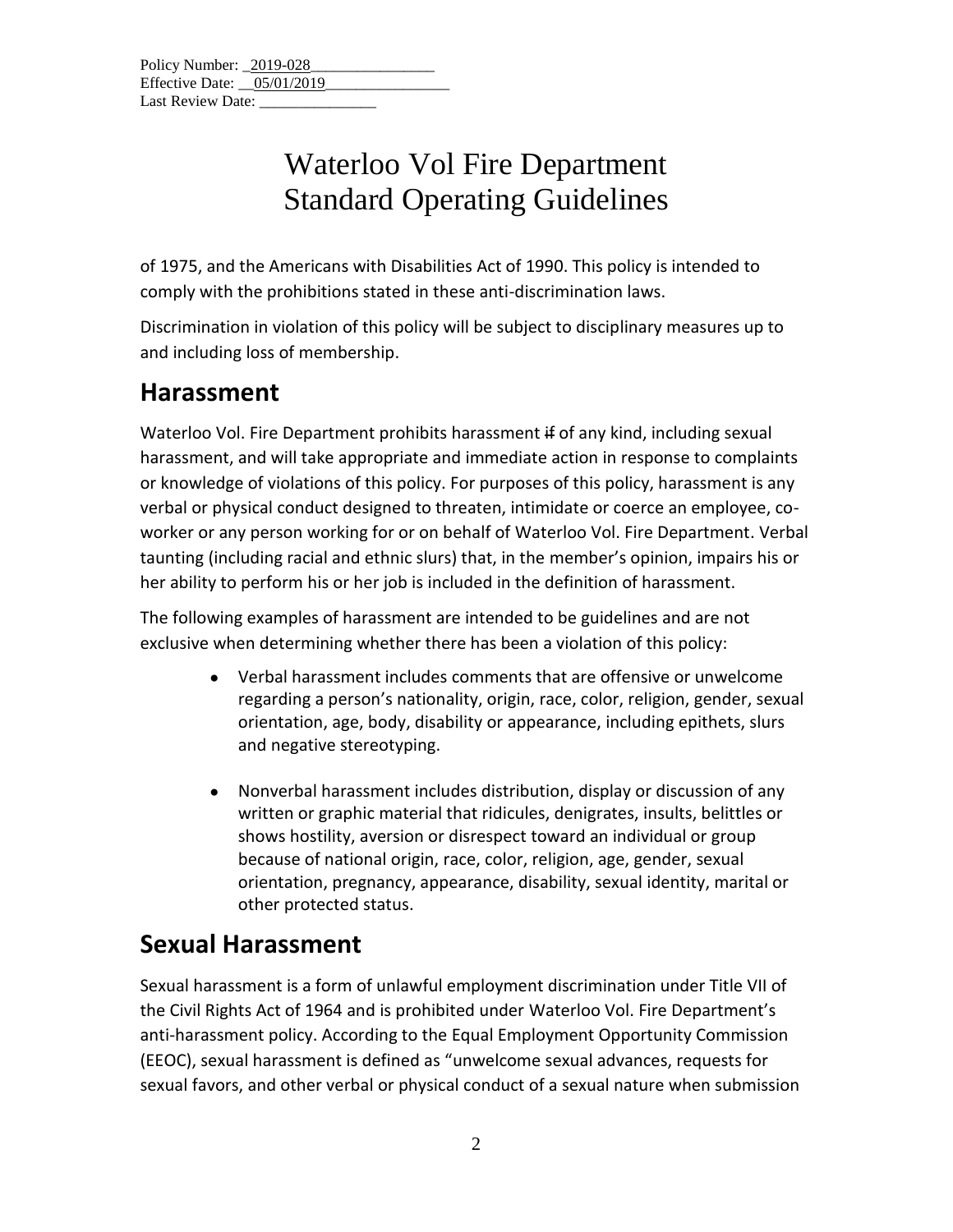of 1975, and the Americans with Disabilities Act of 1990. This policy is intended to comply with the prohibitions stated in these anti-discrimination laws.

Discrimination in violation of this policy will be subject to disciplinary measures up to and including loss of membership.

## Harassment

Waterloo Vol. Fire Department prohibits harassment ~~if~~ of any kind, including sexual harassment, and will take appropriate and immediate action in response to complaints or knowledge of violations of this policy. For purposes of this policy, harassment is any verbal or physical conduct designed to threaten, intimidate or coerce an employee, co-worker or any person working for or on behalf of Waterloo Vol. Fire Department. Verbal taunting (including racial and ethnic slurs) that, in the member's opinion, impairs his or her ability to perform his or her job is included in the definition of harassment.

The following examples of harassment are intended to be guidelines and are not exclusive when determining whether there has been a violation of this policy:

- Verbal harassment includes comments that are offensive or unwelcome regarding a person's nationality, origin, race, color, religion, gender, sexual orientation, age, body, disability or appearance, including epithets, slurs and negative stereotyping.

- Nonverbal harassment includes distribution, display or discussion of any written or graphic material that ridicules, denigrates, insults, belittles or shows hostility, aversion or disrespect toward an individual or group because of national origin, race, color, religion, age, gender, sexual orientation, pregnancy, appearance, disability, sexual identity, marital or other protected status.

## Sexual Harassment

Sexual harassment is a form of unlawful employment discrimination under Title VII of the Civil Rights Act of 1964 and is prohibited under Waterloo Vol. Fire Department's anti-harassment policy. According to the Equal Employment Opportunity Commission (EEOC), sexual harassment is defined as "unwelcome sexual advances, requests for sexual favors, and other verbal or physical conduct of a sexual nature when submission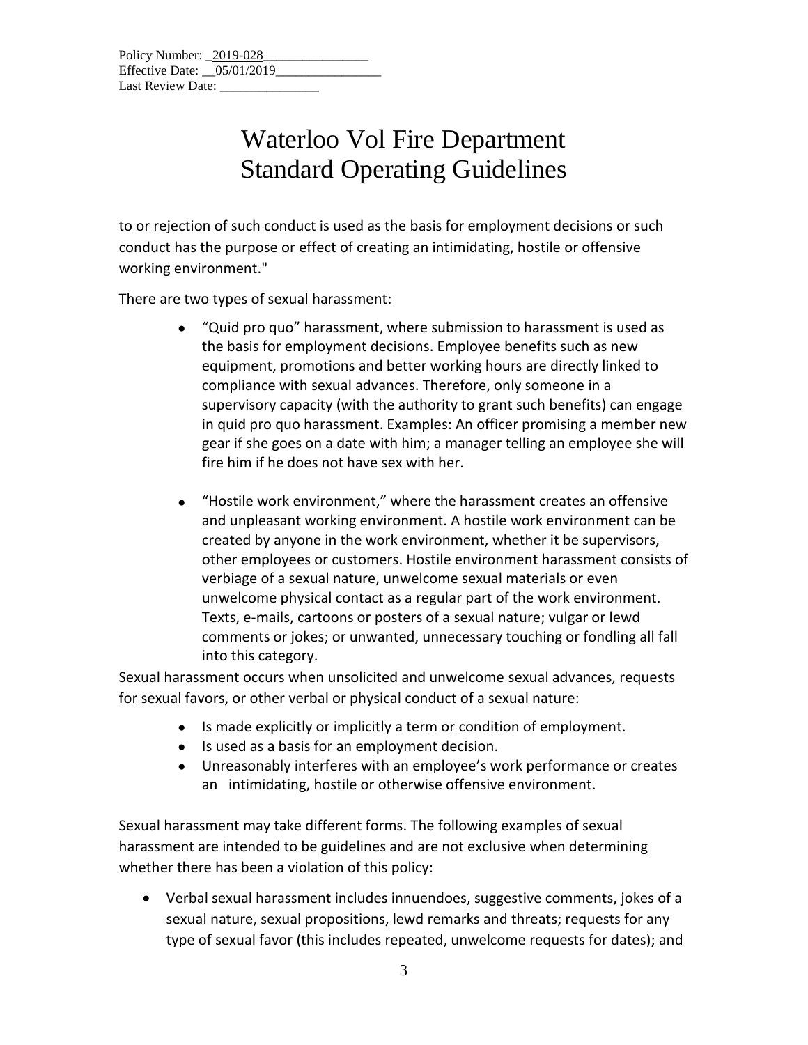to or rejection of such conduct is used as the basis for employment decisions or such conduct has the purpose or effect of creating an intimidating, hostile or offensive working environment."

There are two types of sexual harassment:

- “Quid pro quo” harassment, where submission to harassment is used as the basis for employment decisions. Employee benefits such as new equipment, promotions and better working hours are directly linked to compliance with sexual advances. Therefore, only someone in a supervisory capacity (with the authority to grant such benefits) can engage in quid pro quo harassment. Examples: An officer promising a member new gear if she goes on a date with him; a manager telling an employee she will fire him if he does not have sex with her.

- “Hostile work environment,” where the harassment creates an offensive and unpleasant working environment. A hostile work environment can be created by anyone in the work environment, whether it be supervisors, other employees or customers. Hostile environment harassment consists of verbiage of a sexual nature, unwelcome sexual materials or even unwelcome physical contact as a regular part of the work environment. Texts, e-mails, cartoons or posters of a sexual nature; vulgar or lewd comments or jokes; or unwanted, unnecessary touching or fondling all fall into this category.

Sexual harassment occurs when unsolicited and unwelcome sexual advances, requests for sexual favors, or other verbal or physical conduct of a sexual nature:

- Is made explicitly or implicitly a term or condition of employment.
- Is used as a basis for an employment decision.
- Unreasonably interferes with an employee’s work performance or creates an intimidating, hostile or otherwise offensive environment.

Sexual harassment may take different forms. The following examples of sexual harassment are intended to be guidelines and are not exclusive when determining whether there has been a violation of this policy:

- Verbal sexual harassment includes innuendoes, suggestive comments, jokes of a sexual nature, sexual propositions, lewd remarks and threats; requests for any type of sexual favor (this includes repeated, unwelcome requests for dates); and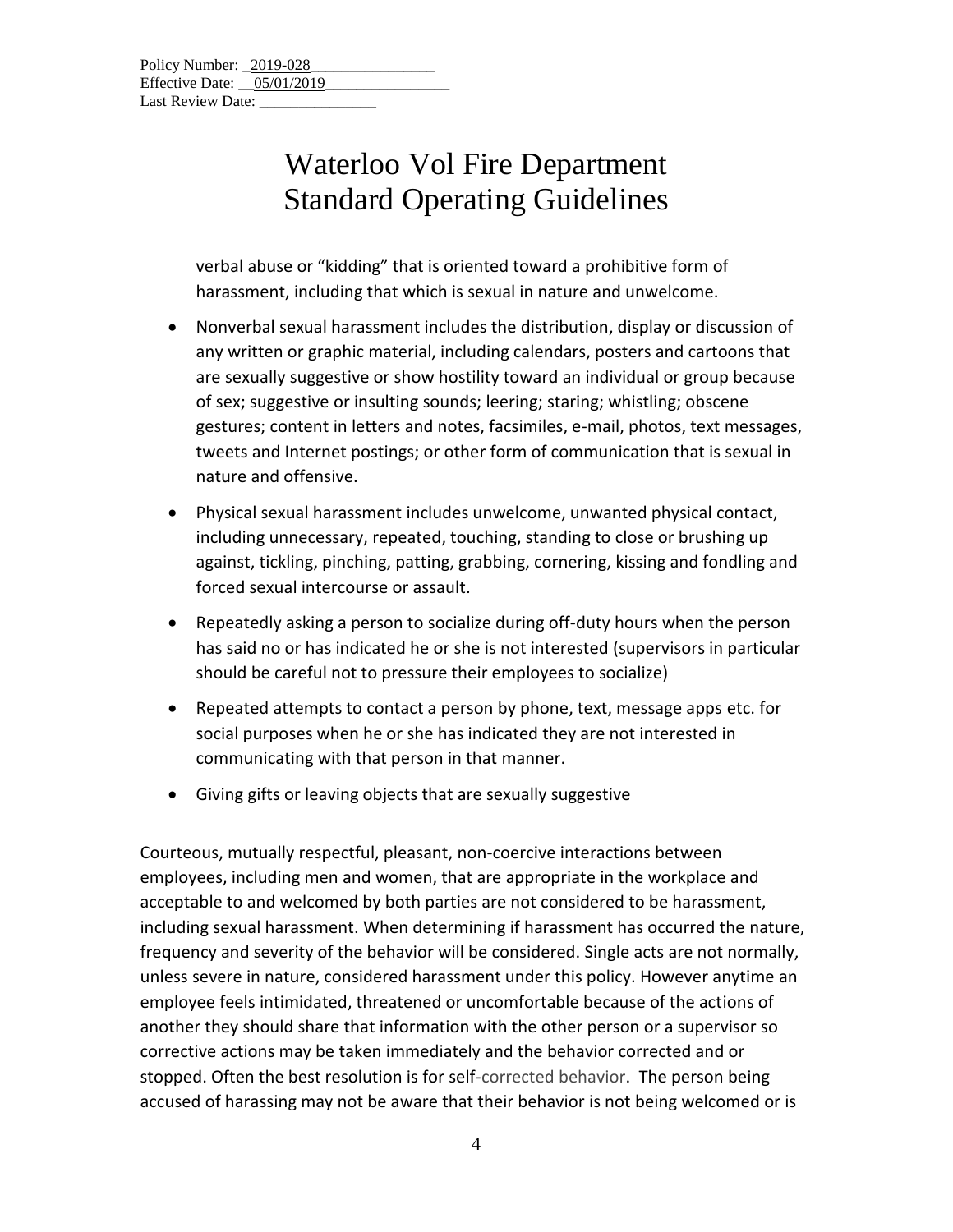verbal abuse or "kidding" that is oriented toward a prohibitive form of harassment, including that which is sexual in nature and unwelcome.

- Nonverbal sexual harassment includes the distribution, display or discussion of any written or graphic material, including calendars, posters and cartoons that are sexually suggestive or show hostility toward an individual or group because of sex; suggestive or insulting sounds; leering; staring; whistling; obscene gestures; content in letters and notes, facsimiles, e-mail, photos, text messages, tweets and Internet postings; or other form of communication that is sexual in nature and offensive.
- Physical sexual harassment includes unwelcome, unwanted physical contact, including unnecessary, repeated, touching, standing to close or brushing up against, tickling, pinching, patting, grabbing, cornering, kissing and fondling and forced sexual intercourse or assault.
- Repeatedly asking a person to socialize during off-duty hours when the person has said no or has indicated he or she is not interested (supervisors in particular should be careful not to pressure their employees to socialize)
- Repeated attempts to contact a person by phone, text, message apps etc. for social purposes when he or she has indicated they are not interested in communicating with that person in that manner.
- Giving gifts or leaving objects that are sexually suggestive

Courteous, mutually respectful, pleasant, non-coercive interactions between employees, including men and women, that are appropriate in the workplace and acceptable to and welcomed by both parties are not considered to be harassment, including sexual harassment. When determining if harassment has occurred the nature, frequency and severity of the behavior will be considered. Single acts are not normally, unless severe in nature, considered harassment under this policy. However anytime an employee feels intimidated, threatened or uncomfortable because of the actions of another they should share that information with the other person or a supervisor so corrective actions may be taken immediately and the behavior corrected and or stopped. Often the best resolution is for self-corrected behavior. The person being accused of harassing may not be aware that their behavior is not being welcomed or is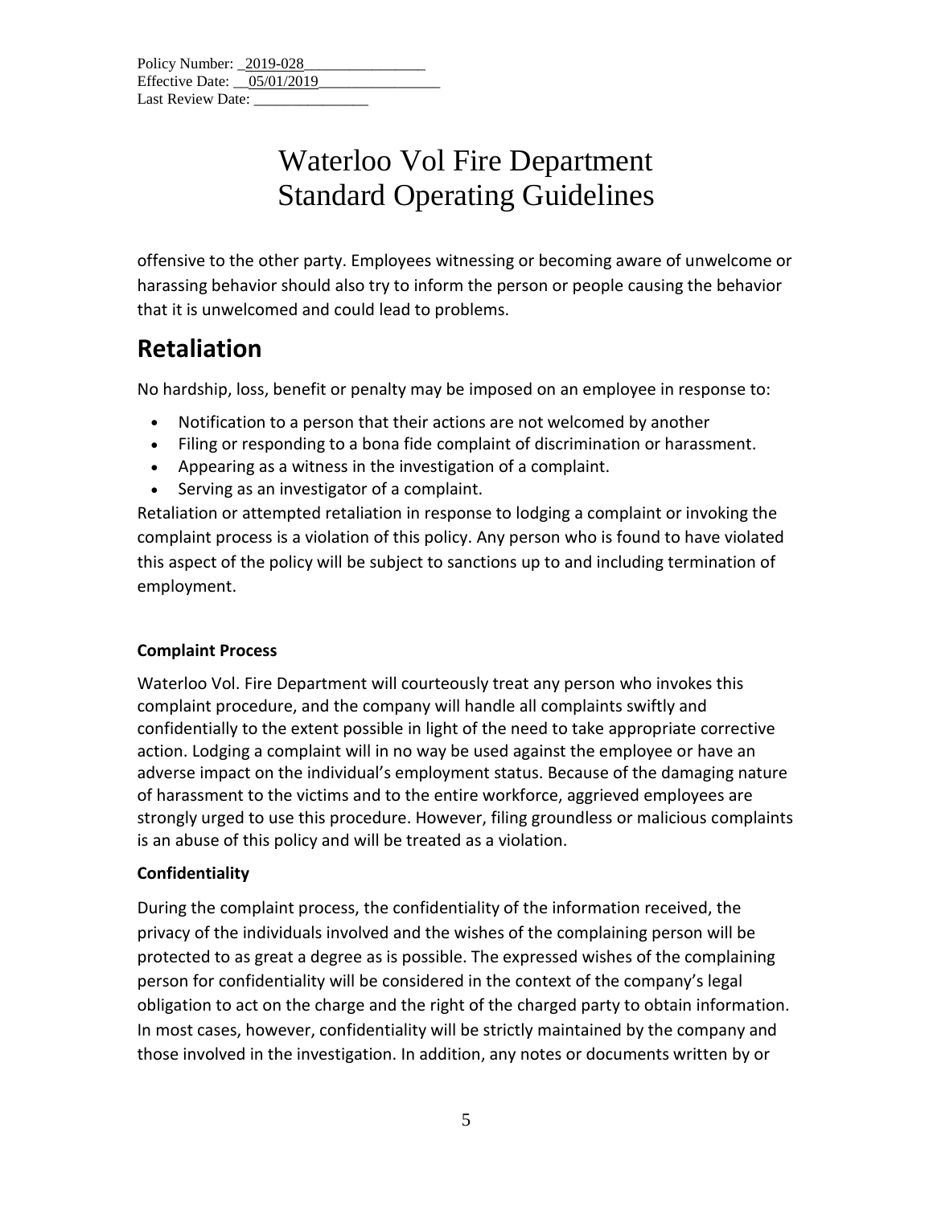offensive to the other party. Employees witnessing or becoming aware of unwelcome or harassing behavior should also try to inform the person or people causing the behavior that it is unwelcomed and could lead to problems.

## Retaliation

No hardship, loss, benefit or penalty may be imposed on an employee in response to:

- Notification to a person that their actions are not welcomed by another
- Filing or responding to a bona fide complaint of discrimination or harassment.
- Appearing as a witness in the investigation of a complaint.
- Serving as an investigator of a complaint.

Retaliation or attempted retaliation in response to lodging a complaint or invoking the complaint process is a violation of this policy. Any person who is found to have violated this aspect of the policy will be subject to sanctions up to and including termination of employment.

**Complaint Process**

Waterloo Vol. Fire Department will courteously treat any person who invokes this complaint procedure, and the company will handle all complaints swiftly and confidentially to the extent possible in light of the need to take appropriate corrective action. Lodging a complaint will in no way be used against the employee or have an adverse impact on the individual's employment status. Because of the damaging nature of harassment to the victims and to the entire workforce, aggrieved employees are strongly urged to use this procedure. However, filing groundless or malicious complaints is an abuse of this policy and will be treated as a violation.

**Confidentiality**

During the complaint process, the confidentiality of the information received, the privacy of the individuals involved and the wishes of the complaining person will be protected to as great a degree as is possible. The expressed wishes of the complaining person for confidentiality will be considered in the context of the company's legal obligation to act on the charge and the right of the charged party to obtain information. In most cases, however, confidentiality will be strictly maintained by the company and those involved in the investigation. In addition, any notes or documents written by or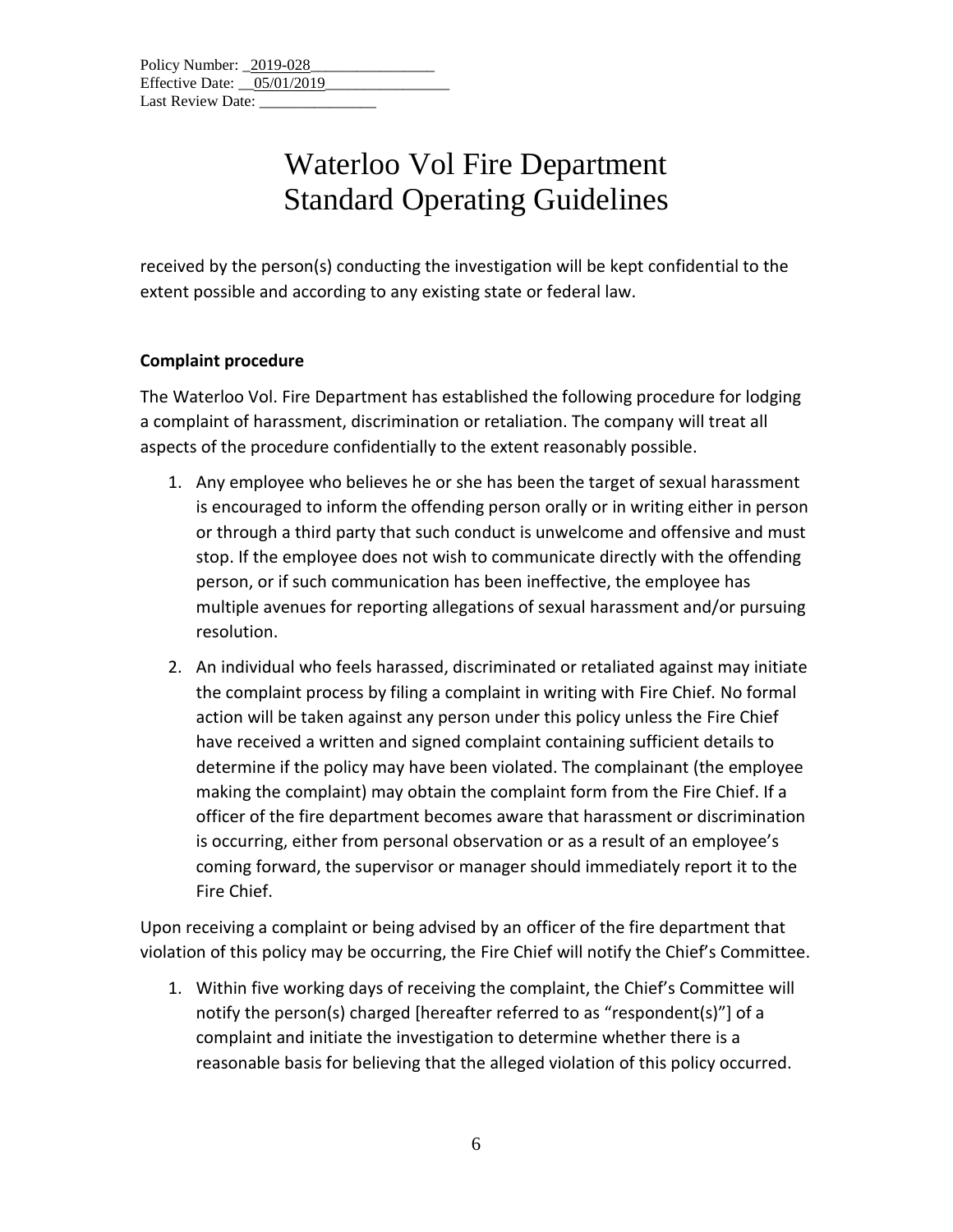received by the person(s) conducting the investigation will be kept confidential to the extent possible and according to any existing state or federal law.

**Complaint procedure**

The Waterloo Vol. Fire Department has established the following procedure for lodging a complaint of harassment, discrimination or retaliation. The company will treat all aspects of the procedure confidentially to the extent reasonably possible.

1. Any employee who believes he or she has been the target of sexual harassment is encouraged to inform the offending person orally or in writing either in person or through a third party that such conduct is unwelcome and offensive and must stop. If the employee does not wish to communicate directly with the offending person, or if such communication has been ineffective, the employee has multiple avenues for reporting allegations of sexual harassment and/or pursuing resolution.
2. An individual who feels harassed, discriminated or retaliated against may initiate the complaint process by filing a complaint in writing with Fire Chief. No formal action will be taken against any person under this policy unless the Fire Chief have received a written and signed complaint containing sufficient details to determine if the policy may have been violated. The complainant (the employee making the complaint) may obtain the complaint form from the Fire Chief. If a officer of the fire department becomes aware that harassment or discrimination is occurring, either from personal observation or as a result of an employee's coming forward, the supervisor or manager should immediately report it to the Fire Chief.

Upon receiving a complaint or being advised by an officer of the fire department that violation of this policy may be occurring, the Fire Chief will notify the Chief's Committee.

1. Within five working days of receiving the complaint, the Chief's Committee will notify the person(s) charged [hereafter referred to as "respondent(s)"] of a complaint and initiate the investigation to determine whether there is a reasonable basis for believing that the alleged violation of this policy occurred.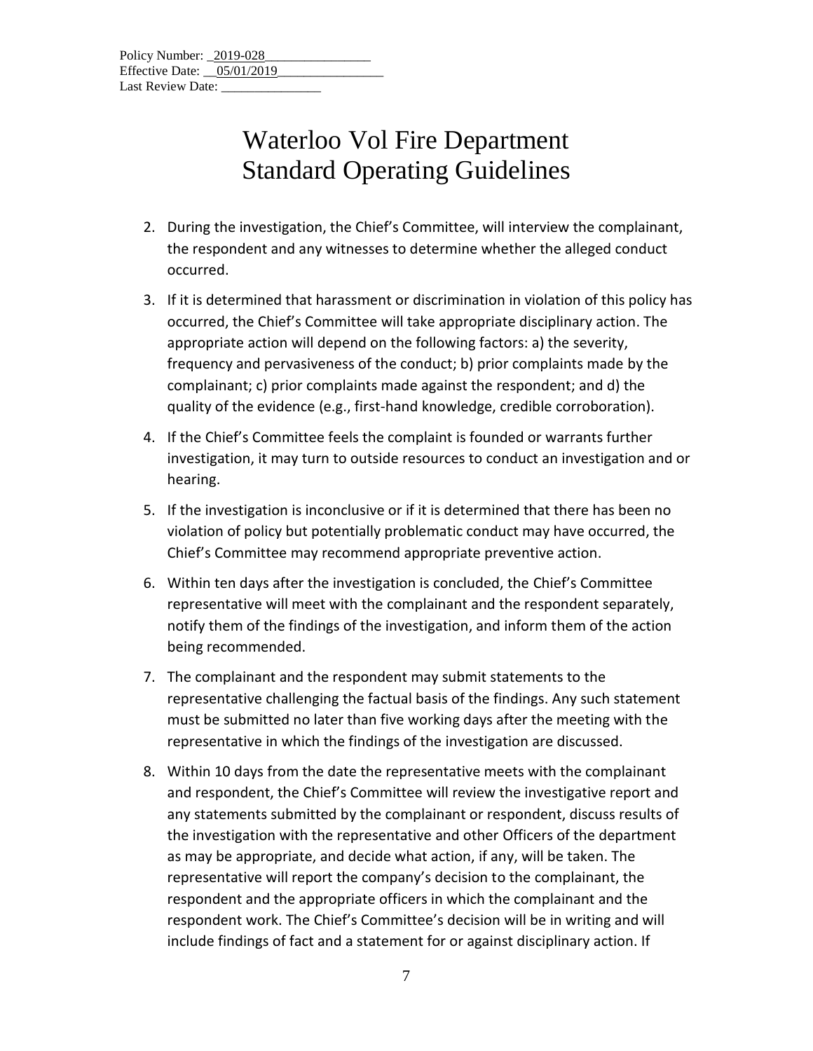2. During the investigation, the Chief's Committee, will interview the complainant, the respondent and any witnesses to determine whether the alleged conduct occurred.
3. If it is determined that harassment or discrimination in violation of this policy has occurred, the Chief's Committee will take appropriate disciplinary action. The appropriate action will depend on the following factors: a) the severity, frequency and pervasiveness of the conduct; b) prior complaints made by the complainant; c) prior complaints made against the respondent; and d) the quality of the evidence (e.g., first-hand knowledge, credible corroboration).
4. If the Chief's Committee feels the complaint is founded or warrants further investigation, it may turn to outside resources to conduct an investigation and or hearing.
5. If the investigation is inconclusive or if it is determined that there has been no violation of policy but potentially problematic conduct may have occurred, the Chief's Committee may recommend appropriate preventive action.
6. Within ten days after the investigation is concluded, the Chief's Committee representative will meet with the complainant and the respondent separately, notify them of the findings of the investigation, and inform them of the action being recommended.
7. The complainant and the respondent may submit statements to the representative challenging the factual basis of the findings. Any such statement must be submitted no later than five working days after the meeting with the representative in which the findings of the investigation are discussed.
8. Within 10 days from the date the representative meets with the complainant and respondent, the Chief's Committee will review the investigative report and any statements submitted by the complainant or respondent, discuss results of the investigation with the representative and other Officers of the department as may be appropriate, and decide what action, if any, will be taken. The representative will report the company's decision to the complainant, the respondent and the appropriate officers in which the complainant and the respondent work. The Chief's Committee's decision will be in writing and will include findings of fact and a statement for or against disciplinary action. If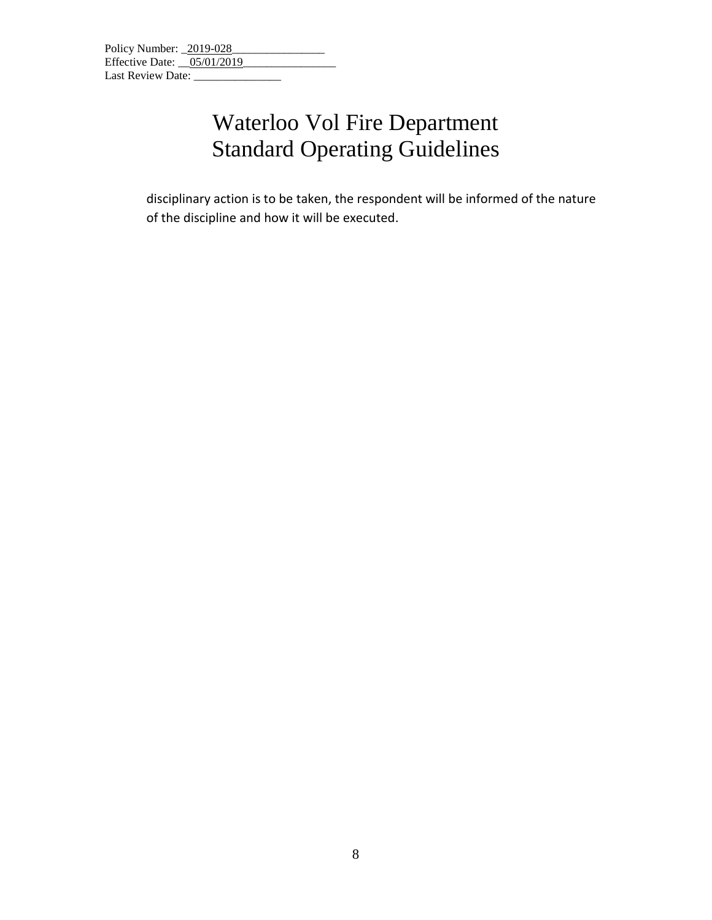disciplinary action is to be taken, the respondent will be informed of the nature of the discipline and how it will be executed.